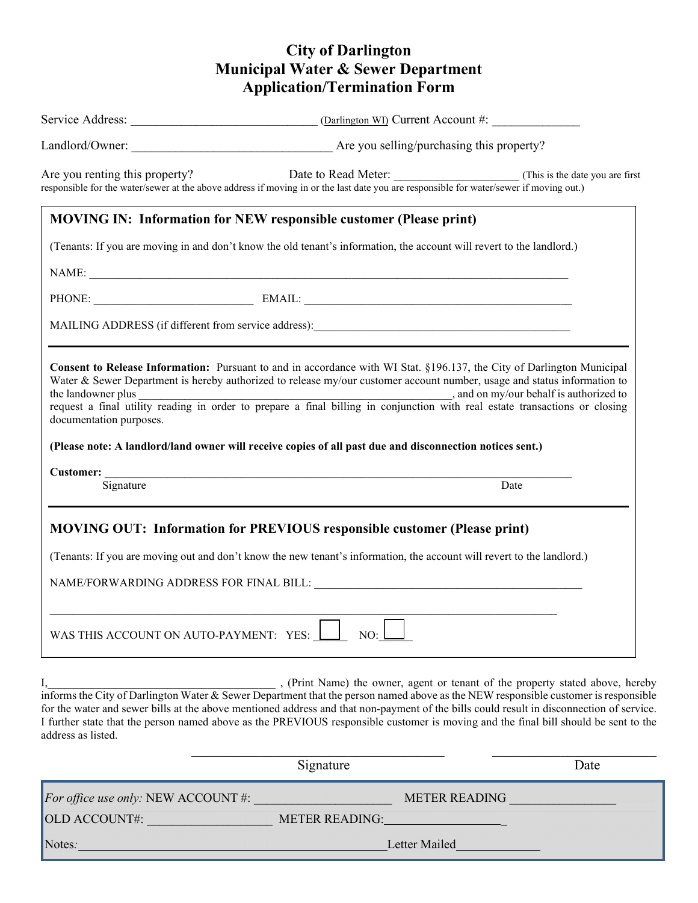# City of Darlington
## Municipal Water & Sewer Department
## Application/Termination Form

Service Address: ______________________________ (Darlington WI) Current Account #: ______________

Landlord/Owner: ________________________________ Are you selling/purchasing this property?

Are you renting this property? Date to Read Meter: ____________________ (This is the date you are first responsible for the water/sewer at the above address if moving in or the last date you are responsible for water/sewer if moving out.)

---

### MOVING IN: Information for NEW responsible customer (Please print)

(Tenants: If you are moving in and don't know the old tenant's information, the account will revert to the landlord.)

NAME: ________________________________________________________________________________

PHONE: ___________________________ EMAIL: _____________________________________________

MAILING ADDRESS (if different from service address):______________________________________________

---

**Consent to Release Information:** Pursuant to and in accordance with WI Stat. §196.137, the City of Darlington Municipal Water & Sewer Department is hereby authorized to release my/our customer account number, usage and status information to the landowner plus ________________________________________________________, and on my/our behalf is authorized to request a final utility reading in order to prepare a final billing in conjunction with real estate transactions or closing documentation purposes.

**(Please note: A landlord/land owner will receive copies of all past due and disconnection notices sent.)**

**Customer:** ________________________________________________________________________________
Signature Date

---

### MOVING OUT: Information for PREVIOUS responsible customer (Please print)

(Tenants: If you are moving out and don't know the new tenant's information, the account will revert to the landlord.)

NAME/FORWARDING ADDRESS FOR FINAL BILL: ________________________________________________

________________________________________________________________________________________

WAS THIS ACCOUNT ON AUTO-PAYMENT: YES: ☐ NO: ☐

---

I,______________________________________ , (Print Name) the owner, agent or tenant of the property stated above, hereby informs the City of Darlington Water & Sewer Department that the person named above as the NEW responsible customer is responsible for the water and sewer bills at the above mentioned address and that non-payment of the bills could result in disconnection of service. I further state that the person named above as the PREVIOUS responsible customer is moving and the final bill should be sent to the address as listed.

_________________________________________ _________________________
Signature Date

---

*For office use only:* NEW ACCOUNT #: _____________________ METER READING ________________

OLD ACCOUNT#: ____________________ METER READING:__________________

Notes:__________________________________________________Letter Mailed_____________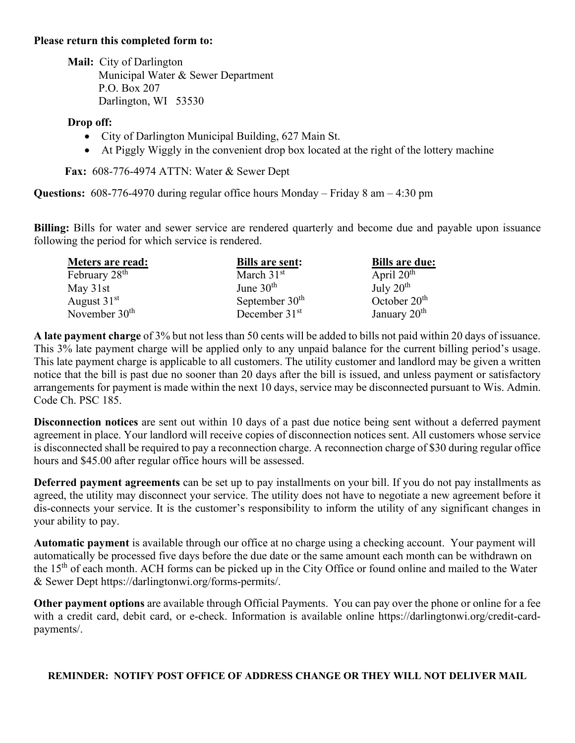**Please return this completed form to:**

**Mail:** City of Darlington
Municipal Water & Sewer Department
P.O. Box 207
Darlington, WI 53530

**Drop off:**

- City of Darlington Municipal Building, 627 Main St.
- At Piggly Wiggly in the convenient drop box located at the right of the lottery machine

**Fax:** 608-776-4974 ATTN: Water & Sewer Dept

**Questions:** 608-776-4970 during regular office hours Monday – Friday 8 am – 4:30 pm

**Billing:** Bills for water and sewer service are rendered quarterly and become due and payable upon issuance following the period for which service is rendered.

| Meters are read: | Bills are sent: | Bills are due: |
|---|---|---|
| February 28th | March 31st | April 20th |
| May 31st | June 30th | July 20th |
| August 31st | September 30th | October 20th |
| November 30th | December 31st | January 20th |

**A late payment charge** of 3% but not less than 50 cents will be added to bills not paid within 20 days of issuance. This 3% late payment charge will be applied only to any unpaid balance for the current billing period's usage. This late payment charge is applicable to all customers. The utility customer and landlord may be given a written notice that the bill is past due no sooner than 20 days after the bill is issued, and unless payment or satisfactory arrangements for payment is made within the next 10 days, service may be disconnected pursuant to Wis. Admin. Code Ch. PSC 185.

**Disconnection notices** are sent out within 10 days of a past due notice being sent without a deferred payment agreement in place. Your landlord will receive copies of disconnection notices sent. All customers whose service is disconnected shall be required to pay a reconnection charge. A reconnection charge of $30 during regular office hours and $45.00 after regular office hours will be assessed.

**Deferred payment agreements** can be set up to pay installments on your bill. If you do not pay installments as agreed, the utility may disconnect your service. The utility does not have to negotiate a new agreement before it dis-connects your service. It is the customer's responsibility to inform the utility of any significant changes in your ability to pay.

**Automatic payment** is available through our office at no charge using a checking account. Your payment will automatically be processed five days before the due date or the same amount each month can be withdrawn on the 15th of each month. ACH forms can be picked up in the City Office or found online and mailed to the Water & Sewer Dept https://darlingtonwi.org/forms-permits/.

**Other payment options** are available through Official Payments. You can pay over the phone or online for a fee with a credit card, debit card, or e-check. Information is available online https://darlingtonwi.org/credit-card-payments/.

**REMINDER: NOTIFY POST OFFICE OF ADDRESS CHANGE OR THEY WILL NOT DELIVER MAIL**